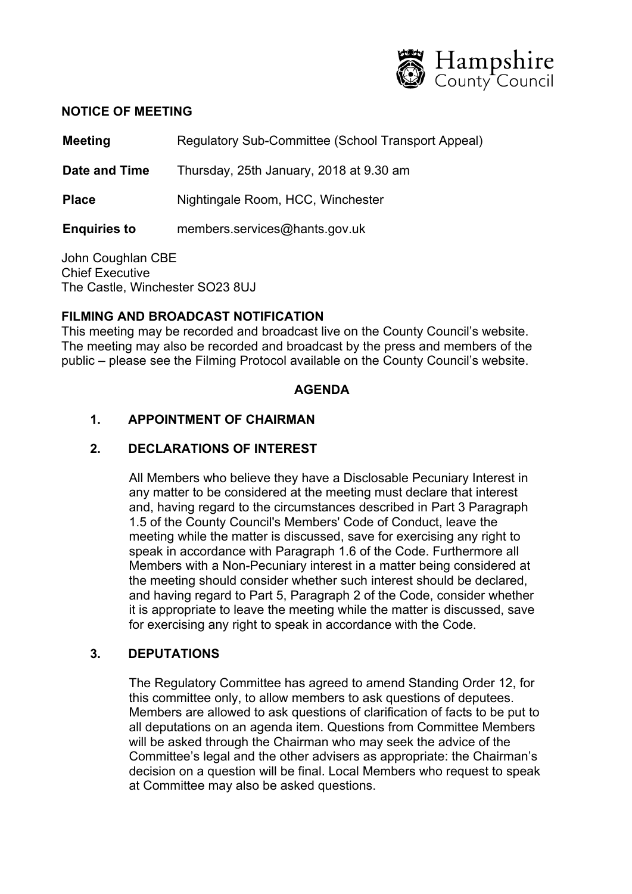Hampshire County Council

**NOTICE OF MEETING**

| | |
|---|---|
| **Meeting** | Regulatory Sub-Committee (School Transport Appeal) |
| **Date and Time** | Thursday, 25th January, 2018 at 9.30 am |
| **Place** | Nightingale Room, HCC, Winchester |
| **Enquiries to** | members.services@hants.gov.uk |

John Coughlan CBE
Chief Executive
The Castle, Winchester SO23 8UJ

**FILMING AND BROADCAST NOTIFICATION**

This meeting may be recorded and broadcast live on the County Council's website. The meeting may also be recorded and broadcast by the press and members of the public – please see the Filming Protocol available on the County Council's website.

## AGENDA

### 1. APPOINTMENT OF CHAIRMAN

### 2. DECLARATIONS OF INTEREST

All Members who believe they have a Disclosable Pecuniary Interest in any matter to be considered at the meeting must declare that interest and, having regard to the circumstances described in Part 3 Paragraph 1.5 of the County Council's Members' Code of Conduct, leave the meeting while the matter is discussed, save for exercising any right to speak in accordance with Paragraph 1.6 of the Code. Furthermore all Members with a Non-Pecuniary interest in a matter being considered at the meeting should consider whether such interest should be declared, and having regard to Part 5, Paragraph 2 of the Code, consider whether it is appropriate to leave the meeting while the matter is discussed, save for exercising any right to speak in accordance with the Code.

### 3. DEPUTATIONS

The Regulatory Committee has agreed to amend Standing Order 12, for this committee only, to allow members to ask questions of deputees. Members are allowed to ask questions of clarification of facts to be put to all deputations on an agenda item. Questions from Committee Members will be asked through the Chairman who may seek the advice of the Committee's legal and the other advisers as appropriate: the Chairman's decision on a question will be final. Local Members who request to speak at Committee may also be asked questions.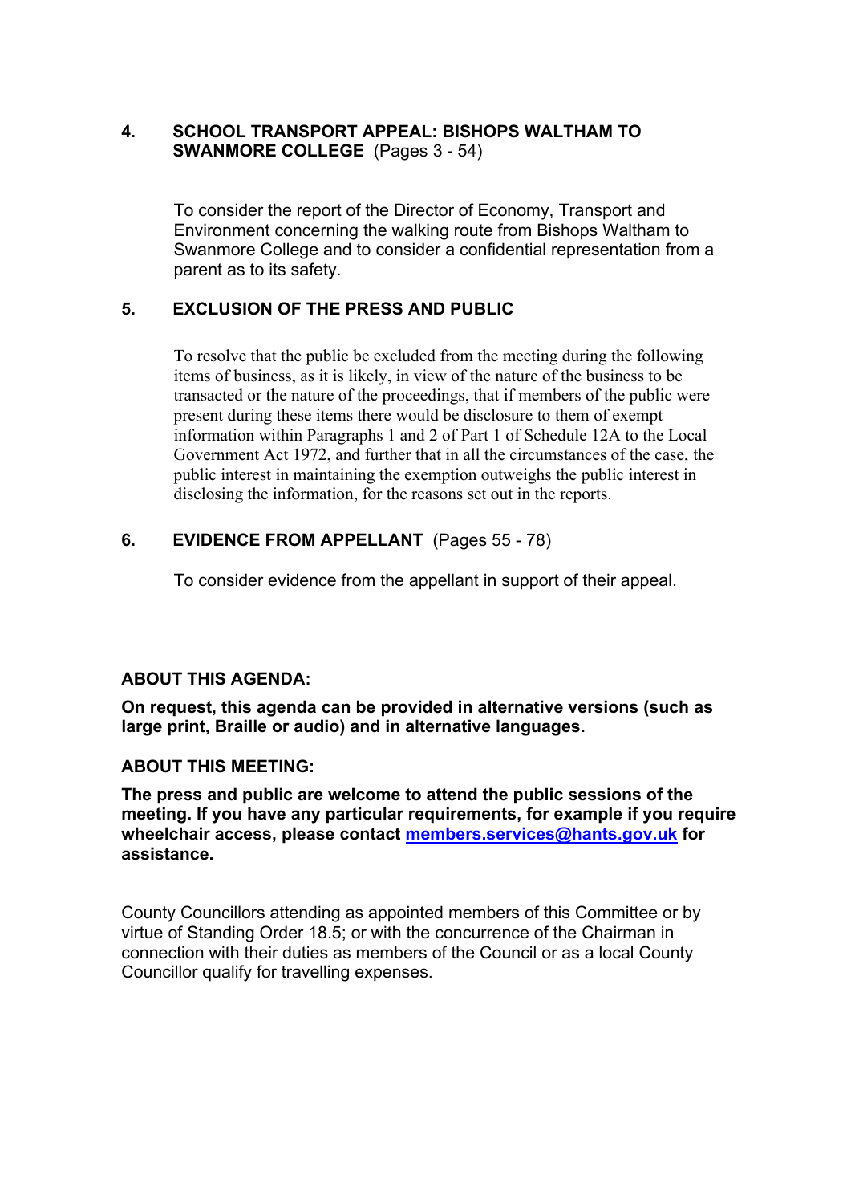4. **SCHOOL TRANSPORT APPEAL: BISHOPS WALTHAM TO SWANMORE COLLEGE** (Pages 3 - 54)

   To consider the report of the Director of Economy, Transport and Environment concerning the walking route from Bishops Waltham to Swanmore College and to consider a confidential representation from a parent as to its safety.

5. **EXCLUSION OF THE PRESS AND PUBLIC**

   To resolve that the public be excluded from the meeting during the following items of business, as it is likely, in view of the nature of the business to be transacted or the nature of the proceedings, that if members of the public were present during these items there would be disclosure to them of exempt information within Paragraphs 1 and 2 of Part 1 of Schedule 12A to the Local Government Act 1972, and further that in all the circumstances of the case, the public interest in maintaining the exemption outweighs the public interest in disclosing the information, for the reasons set out in the reports.

6. **EVIDENCE FROM APPELLANT** (Pages 55 - 78)

   To consider evidence from the appellant in support of their appeal.

**ABOUT THIS AGENDA:**

**On request, this agenda can be provided in alternative versions (such as large print, Braille or audio) and in alternative languages.**

**ABOUT THIS MEETING:**

**The press and public are welcome to attend the public sessions of the meeting. If you have any particular requirements, for example if you require wheelchair access, please contact [members.services@hants.gov.uk](mailto:members.services@hants.gov.uk) for assistance.**

County Councillors attending as appointed members of this Committee or by virtue of Standing Order 18.5; or with the concurrence of the Chairman in connection with their duties as members of the Council or as a local County Councillor qualify for travelling expenses.